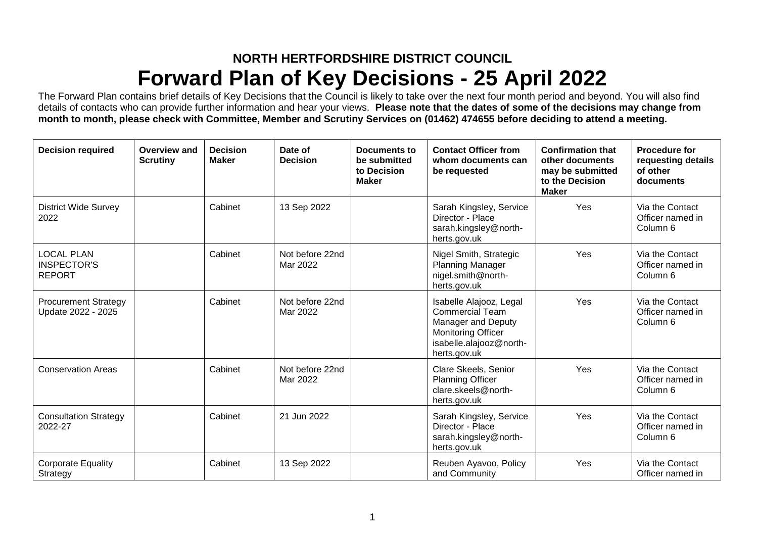## NORTH HERTFORDSHIRE DISTRICT COUNCIL

# Forward Plan of Key Decisions - 25 April 2022

The Forward Plan contains brief details of Key Decisions that the Council is likely to take over the next four month period and beyond. You will also find details of contacts who can provide further information and hear your views. **Please note that the dates of some of the decisions may change from month to month, please check with Committee, Member and Scrutiny Services on (01462) 474655 before deciding to attend a meeting.**

| Decision required | Overview and Scrutiny | Decision Maker | Date of Decision | Documents to be submitted to Decision Maker | Contact Officer from whom documents can be requested | Confirmation that other documents may be submitted to the Decision Maker | Procedure for requesting details of other documents |
|---|---|---|---|---|---|---|---|
| District Wide Survey 2022 | | Cabinet | 13 Sep 2022 | | Sarah Kingsley, Service Director - Place sarah.kingsley@north-herts.gov.uk | Yes | Via the Contact Officer named in Column 6 |
| LOCAL PLAN INSPECTOR'S REPORT | | Cabinet | Not before 22nd Mar 2022 | | Nigel Smith, Strategic Planning Manager nigel.smith@north-herts.gov.uk | Yes | Via the Contact Officer named in Column 6 |
| Procurement Strategy Update 2022 - 2025 | | Cabinet | Not before 22nd Mar 2022 | | Isabelle Alajooz, Legal Commercial Team Manager and Deputy Monitoring Officer isabelle.alajooz@north-herts.gov.uk | Yes | Via the Contact Officer named in Column 6 |
| Conservation Areas | | Cabinet | Not before 22nd Mar 2022 | | Clare Skeels, Senior Planning Officer clare.skeels@north-herts.gov.uk | Yes | Via the Contact Officer named in Column 6 |
| Consultation Strategy 2022-27 | | Cabinet | 21 Jun 2022 | | Sarah Kingsley, Service Director - Place sarah.kingsley@north-herts.gov.uk | Yes | Via the Contact Officer named in Column 6 |
| Corporate Equality Strategy | | Cabinet | 13 Sep 2022 | | Reuben Ayavoo, Policy and Community | Yes | Via the Contact Officer named in |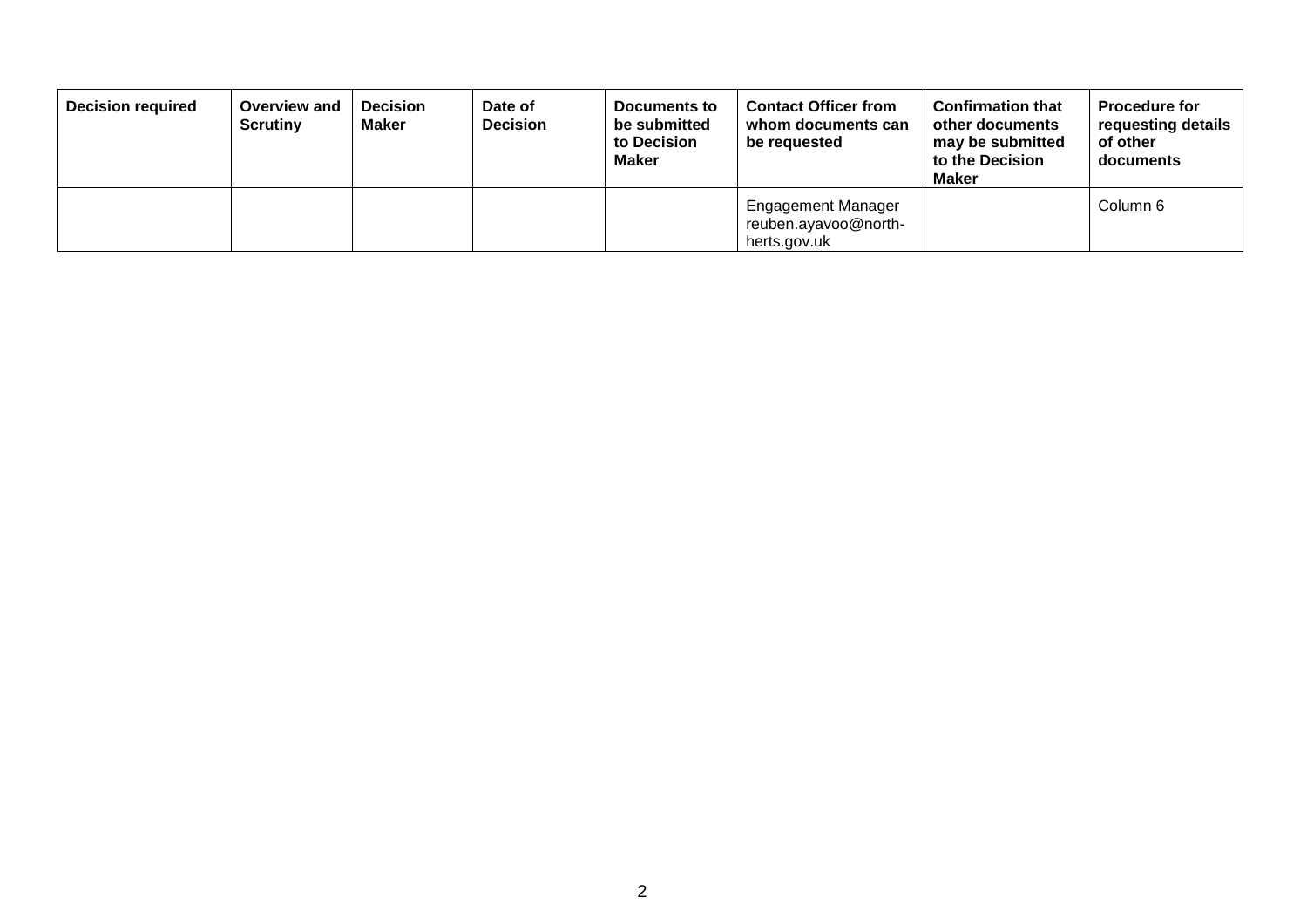| Decision required | Overview and Scrutiny | Decision Maker | Date of Decision | Documents to be submitted to Decision Maker | Contact Officer from whom documents can be requested | Confirmation that other documents may be submitted to the Decision Maker | Procedure for requesting details of other documents |
|---|---|---|---|---|---|---|---|
| | | | | | Engagement Manager reuben.ayavoo@north-herts.gov.uk | | Column 6 |